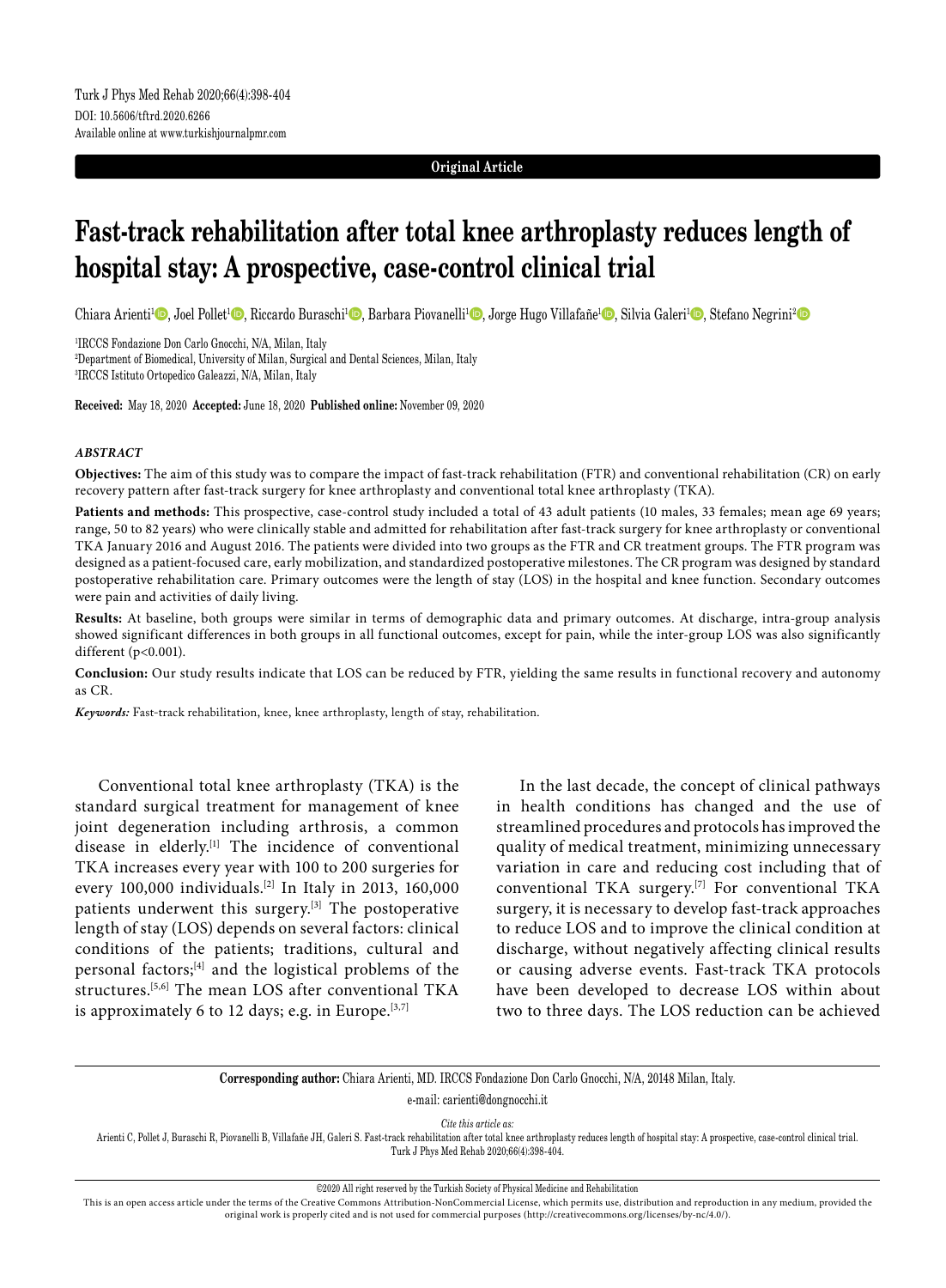Original Article

# Fast-track rehabilitation after total knee arthroplasty reduces length of hospital stay: A prospective, case-control clinical trial

Chiara Arienti[1], Joel Pollet[1], Riccardo Buraschi[1], Barbara Piovanelli[1], Jorge Hugo Villafañe[1], Silvia Galeri[1], Stefano Negrini[2]

[1]IRCCS Fondazione Don Carlo Gnocchi, N/A, Milan, Italy
[2]Department of Biomedical, University of Milan, Surgical and Dental Sciences, Milan, Italy
[3]IRCCS Istituto Ortopedico Galeazzi, N/A, Milan, Italy

**Received:** May 18, 2020 **Accepted:** June 18, 2020 **Published online:** November 09, 2020

## *ABSTRACT*

**Objectives:** The aim of this study was to compare the impact of fast-track rehabilitation (FTR) and conventional rehabilitation (CR) on early recovery pattern after fast-track surgery for knee arthroplasty and conventional total knee arthroplasty (TKA).

**Patients and methods:** This prospective, case-control study included a total of 43 adult patients (10 males, 33 females; mean age 69 years; range, 50 to 82 years) who were clinically stable and admitted for rehabilitation after fast-track surgery for knee arthroplasty or conventional TKA January 2016 and August 2016. The patients were divided into two groups as the FTR and CR treatment groups. The FTR program was designed as a patient-focused care, early mobilization, and standardized postoperative milestones. The CR program was designed by standard postoperative rehabilitation care. Primary outcomes were the length of stay (LOS) in the hospital and knee function. Secondary outcomes were pain and activities of daily living.

**Results:** At baseline, both groups were similar in terms of demographic data and primary outcomes. At discharge, intra-group analysis showed significant differences in both groups in all functional outcomes, except for pain, while the inter-group LOS was also significantly different ($p<0.001$).

**Conclusion:** Our study results indicate that LOS can be reduced by FTR, yielding the same results in functional recovery and autonomy as CR.

***Keywords:*** Fast-track rehabilitation, knee, knee arthroplasty, length of stay, rehabilitation.

Conventional total knee arthroplasty (TKA) is the standard surgical treatment for management of knee joint degeneration including arthrosis, a common disease in elderly.[1] The incidence of conventional TKA increases every year with 100 to 200 surgeries for every 100,000 individuals.[2] In Italy in 2013, 160,000 patients underwent this surgery.[3] The postoperative length of stay (LOS) depends on several factors: clinical conditions of the patients; traditions, cultural and personal factors;[4] and the logistical problems of the structures.[5,6] The mean LOS after conventional TKA is approximately 6 to 12 days; e.g. in Europe.[3,7]

In the last decade, the concept of clinical pathways in health conditions has changed and the use of streamlined procedures and protocols has improved the quality of medical treatment, minimizing unnecessary variation in care and reducing cost including that of conventional TKA surgery.[7] For conventional TKA surgery, it is necessary to develop fast-track approaches to reduce LOS and to improve the clinical condition at discharge, without negatively affecting clinical results or causing adverse events. Fast-track TKA protocols have been developed to decrease LOS within about two to three days. The LOS reduction can be achieved

**Corresponding author:** Chiara Arienti, MD. IRCCS Fondazione Don Carlo Gnocchi, N/A, 20148 Milan, Italy.
e-mail: carienti@dongnocchi.it

*Cite this article as:*
Arienti C, Pollet J, Buraschi R, Piovanelli B, Villafañe JH, Galeri S. Fast-track rehabilitation after total knee arthroplasty reduces length of hospital stay: A prospective, case-control clinical trial. Turk J Phys Med Rehab 2020;66(4):398-404.

©2020 All right reserved by the Turkish Society of Physical Medicine and Rehabilitation

This is an open access article under the terms of the Creative Commons Attribution-NonCommercial License, which permits use, distribution and reproduction in any medium, provided the original work is properly cited and is not used for commercial purposes (http://creativecommons.org/licenses/by-nc/4.0/).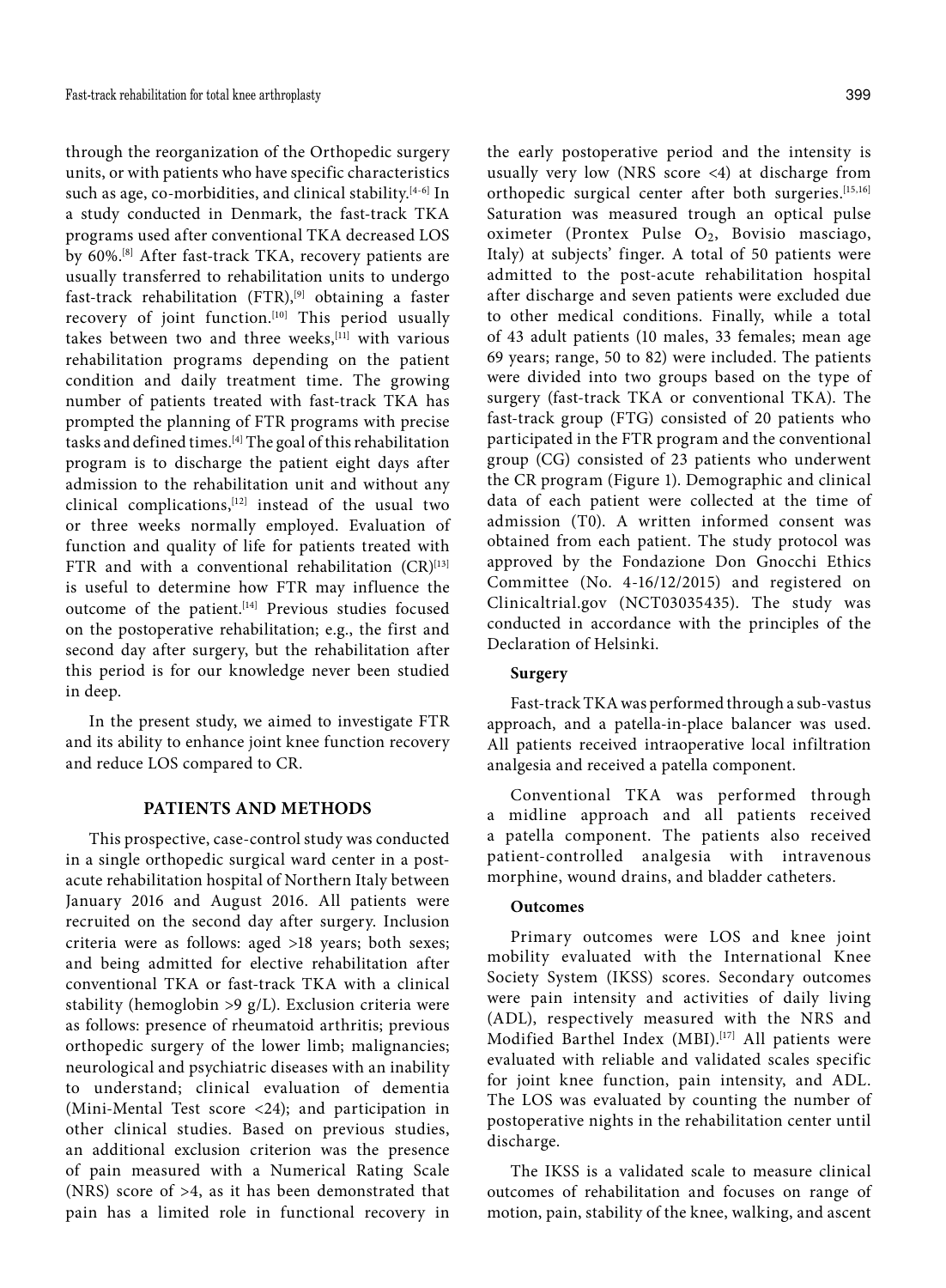through the reorganization of the Orthopedic surgery units, or with patients who have specific characteristics such as age, co-morbidities, and clinical stability.[4-6] In a study conducted in Denmark, the fast-track TKA programs used after conventional TKA decreased LOS by 60%.[8] After fast-track TKA, recovery patients are usually transferred to rehabilitation units to undergo fast-track rehabilitation (FTR),[9] obtaining a faster recovery of joint function.[10] This period usually takes between two and three weeks,[11] with various rehabilitation programs depending on the patient condition and daily treatment time. The growing number of patients treated with fast-track TKA has prompted the planning of FTR programs with precise tasks and defined times.[4] The goal of this rehabilitation program is to discharge the patient eight days after admission to the rehabilitation unit and without any clinical complications,[12] instead of the usual two or three weeks normally employed. Evaluation of function and quality of life for patients treated with FTR and with a conventional rehabilitation (CR)[13] is useful to determine how FTR may influence the outcome of the patient.[14] Previous studies focused on the postoperative rehabilitation; e.g., the first and second day after surgery, but the rehabilitation after this period is for our knowledge never been studied in deep.

In the present study, we aimed to investigate FTR and its ability to enhance joint knee function recovery and reduce LOS compared to CR.

## PATIENTS AND METHODS

This prospective, case-control study was conducted in a single orthopedic surgical ward center in a post-acute rehabilitation hospital of Northern Italy between January 2016 and August 2016. All patients were recruited on the second day after surgery. Inclusion criteria were as follows: aged >18 years; both sexes; and being admitted for elective rehabilitation after conventional TKA or fast-track TKA with a clinical stability (hemoglobin >9 g/L). Exclusion criteria were as follows: presence of rheumatoid arthritis; previous orthopedic surgery of the lower limb; malignancies; neurological and psychiatric diseases with an inability to understand; clinical evaluation of dementia (Mini-Mental Test score <24); and participation in other clinical studies. Based on previous studies, an additional exclusion criterion was the presence of pain measured with a Numerical Rating Scale (NRS) score of >4, as it has been demonstrated that pain has a limited role in functional recovery in the early postoperative period and the intensity is usually very low (NRS score <4) at discharge from orthopedic surgical center after both surgeries.[15,16] Saturation was measured trough an optical pulse oximeter (Prontex Pulse $O_2$, Bovisio masciago, Italy) at subjects' finger. A total of 50 patients were admitted to the post-acute rehabilitation hospital after discharge and seven patients were excluded due to other medical conditions. Finally, while a total of 43 adult patients (10 males, 33 females; mean age 69 years; range, 50 to 82) were included. The patients were divided into two groups based on the type of surgery (fast-track TKA or conventional TKA). The fast-track group (FTG) consisted of 20 patients who participated in the FTR program and the conventional group (CG) consisted of 23 patients who underwent the CR program (Figure 1). Demographic and clinical data of each patient were collected at the time of admission (T0). A written informed consent was obtained from each patient. The study protocol was approved by the Fondazione Don Gnocchi Ethics Committee (No. 4-16/12/2015) and registered on Clinicaltrial.gov (NCT03035435). The study was conducted in accordance with the principles of the Declaration of Helsinki.

### Surgery

Fast-track TKA was performed through a sub-vastus approach, and a patella-in-place balancer was used. All patients received intraoperative local infiltration analgesia and received a patella component.

Conventional TKA was performed through a midline approach and all patients received a patella component. The patients also received patient-controlled analgesia with intravenous morphine, wound drains, and bladder catheters.

### Outcomes

Primary outcomes were LOS and knee joint mobility evaluated with the International Knee Society System (IKSS) scores. Secondary outcomes were pain intensity and activities of daily living (ADL), respectively measured with the NRS and Modified Barthel Index (MBI).[17] All patients were evaluated with reliable and validated scales specific for joint knee function, pain intensity, and ADL. The LOS was evaluated by counting the number of postoperative nights in the rehabilitation center until discharge.

The IKSS is a validated scale to measure clinical outcomes of rehabilitation and focuses on range of motion, pain, stability of the knee, walking, and ascent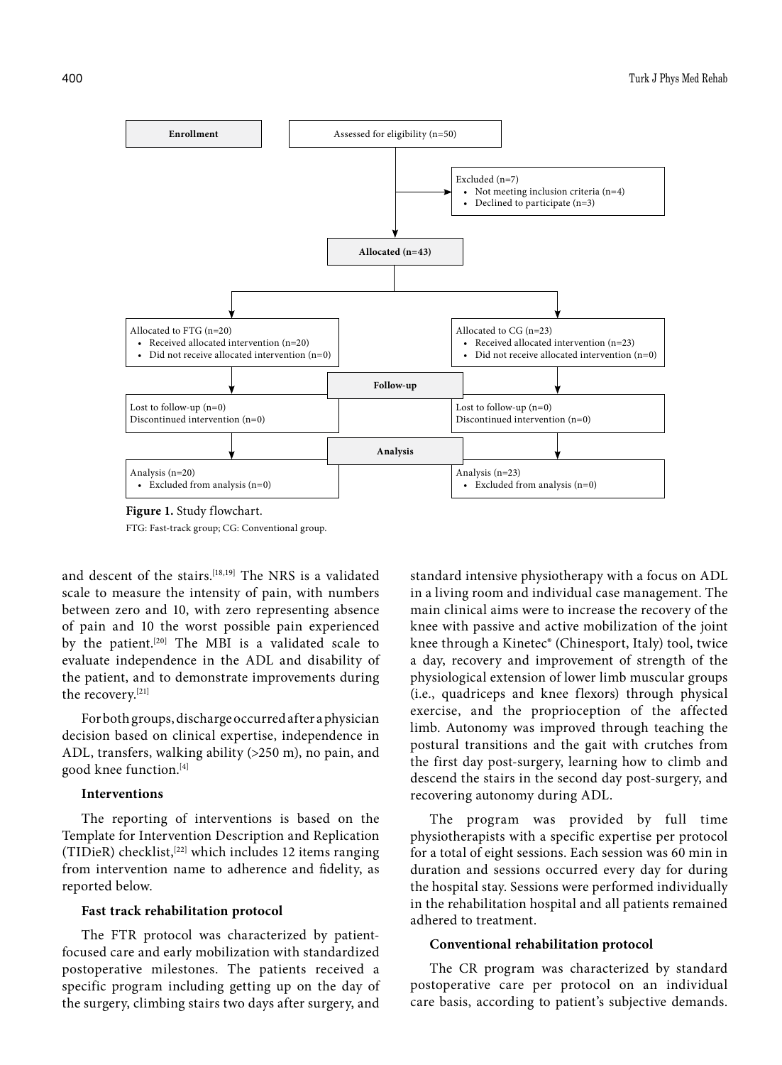Enrollment

Assessed for eligibility (n=50)

Excluded (n=7)
- Not meeting inclusion criteria (n=4)
- Declined to participate (n=3)

**Allocated (n=43)**

| Allocated to FTG (n=20) | Allocated to CG (n=23) |
| --- | --- |
| Received allocated intervention (n=20); Did not receive allocated intervention (n=0) | Received allocated intervention (n=23); Did not receive allocated intervention (n=0) |
| **Follow-up** | |
| Lost to follow-up (n=0); Discontinued intervention (n=0) | Lost to follow-up (n=0); Discontinued intervention (n=0) |
| **Analysis** | |
| Analysis (n=20); Excluded from analysis (n=0) | Analysis (n=23); Excluded from analysis (n=0) |

**Figure 1.** Study flowchart.

FTG: Fast-track group; CG: Conventional group.

and descent of the stairs.[18,19] The NRS is a validated scale to measure the intensity of pain, with numbers between zero and 10, with zero representing absence of pain and 10 the worst possible pain experienced by the patient.[20] The MBI is a validated scale to evaluate independence in the ADL and disability of the patient, and to demonstrate improvements during the recovery.[21]

For both groups, discharge occurred after a physician decision based on clinical expertise, independence in ADL, transfers, walking ability (>250 m), no pain, and good knee function.[4]

### Interventions

The reporting of interventions is based on the Template for Intervention Description and Replication (TIDieR) checklist,[22] which includes 12 items ranging from intervention name to adherence and fidelity, as reported below.

### Fast track rehabilitation protocol

The FTR protocol was characterized by patient-focused care and early mobilization with standardized postoperative milestones. The patients received a specific program including getting up on the day of the surgery, climbing stairs two days after surgery, and standard intensive physiotherapy with a focus on ADL in a living room and individual case management. The main clinical aims were to increase the recovery of the knee with passive and active mobilization of the joint knee through a Kinetec® (Chinesport, Italy) tool, twice a day, recovery and improvement of strength of the physiological extension of lower limb muscular groups (i.e., quadriceps and knee flexors) through physical exercise, and the proprioception of the affected limb. Autonomy was improved through teaching the postural transitions and the gait with crutches from the first day post-surgery, learning how to climb and descend the stairs in the second day post-surgery, and recovering autonomy during ADL.

The program was provided by full time physiotherapists with a specific expertise per protocol for a total of eight sessions. Each session was 60 min in duration and sessions occurred every day for during the hospital stay. Sessions were performed individually in the rehabilitation hospital and all patients remained adhered to treatment.

### Conventional rehabilitation protocol

The CR program was characterized by standard postoperative care per protocol on an individual care basis, according to patient's subjective demands.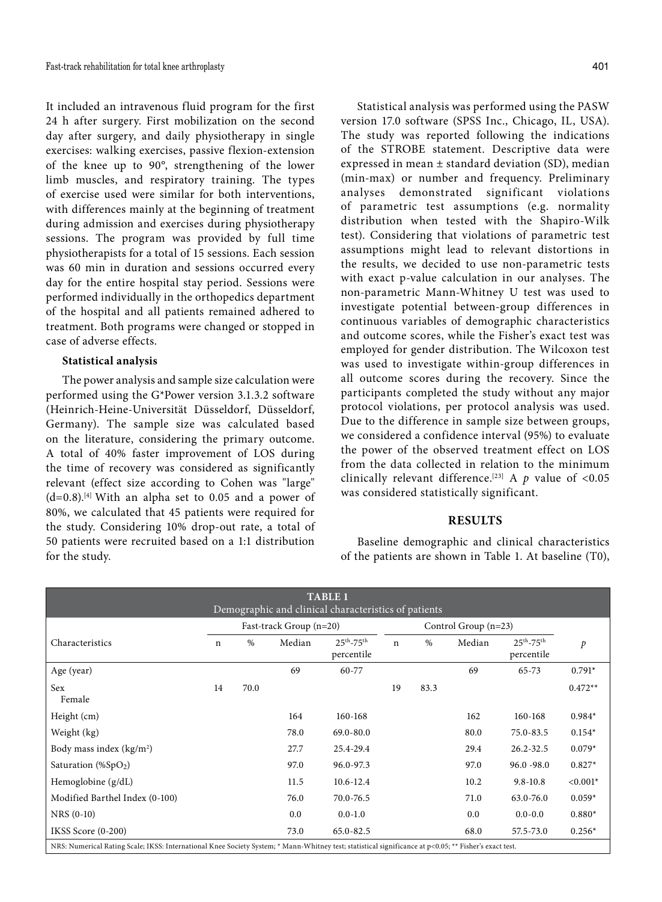It included an intravenous fluid program for the first 24 h after surgery. First mobilization on the second day after surgery, and daily physiotherapy in single exercises: walking exercises, passive flexion-extension of the knee up to 90°, strengthening of the lower limb muscles, and respiratory training. The types of exercise used were similar for both interventions, with differences mainly at the beginning of treatment during admission and exercises during physiotherapy sessions. The program was provided by full time physiotherapists for a total of 15 sessions. Each session was 60 min in duration and sessions occurred every day for the entire hospital stay period. Sessions were performed individually in the orthopedics department of the hospital and all patients remained adhered to treatment. Both programs were changed or stopped in case of adverse effects.

**Statistical analysis**

The power analysis and sample size calculation were performed using the G*Power version 3.1.3.2 software (Heinrich-Heine-Universität Düsseldorf, Düsseldorf, Germany). The sample size was calculated based on the literature, considering the primary outcome. A total of 40% faster improvement of LOS during the time of recovery was considered as significantly relevant (effect size according to Cohen was "large" (d=0.8).[4] With an alpha set to 0.05 and a power of 80%, we calculated that 45 patients were required for the study. Considering 10% drop-out rate, a total of 50 patients were recruited based on a 1:1 distribution for the study.

Statistical analysis was performed using the PASW version 17.0 software (SPSS Inc., Chicago, IL, USA). The study was reported following the indications of the STROBE statement. Descriptive data were expressed in mean ± standard deviation (SD), median (min-max) or number and frequency. Preliminary analyses demonstrated significant violations of parametric test assumptions (e.g. normality distribution when tested with the Shapiro-Wilk test). Considering that violations of parametric test assumptions might lead to relevant distortions in the results, we decided to use non-parametric tests with exact p-value calculation in our analyses. The non-parametric Mann-Whitney U test was used to investigate potential between-group differences in continuous variables of demographic characteristics and outcome scores, while the Fisher's exact test was employed for gender distribution. The Wilcoxon test was used to investigate within-group differences in all outcome scores during the recovery. Since the participants completed the study without any major protocol violations, per protocol analysis was used. Due to the difference in sample size between groups, we considered a confidence interval (95%) to evaluate the power of the observed treatment effect on LOS from the data collected in relation to the minimum clinically relevant difference.[23] A $p$ value of <0.05 was considered statistically significant.

## RESULTS

Baseline demographic and clinical characteristics of the patients are shown in Table 1. At baseline (T0),

**TABLE 1**
Demographic and clinical characteristics of patients

| | Fast-track Group (n=20) | | | | Control Group (n=23) | | | | |
|---|---|---|---|---|---|---|---|---|---|
| Characteristics | n | % | Median | 25th-75th percentile | n | % | Median | 25th-75th percentile | $p$ |
| Age (year) | | | 69 | 60-77 | | | 69 | 65-73 | 0.791* |
| Sex<br>Female | 14 | 70.0 | | | 19 | 83.3 | | | 0.472** |
| Height (cm) | | | 164 | 160-168 | | | 162 | 160-168 | 0.984* |
| Weight (kg) | | | 78.0 | 69.0-80.0 | | | 80.0 | 75.0-83.5 | 0.154* |
| Body mass index (kg/m²) | | | 27.7 | 25.4-29.4 | | | 29.4 | 26.2-32.5 | 0.079* |
| Saturation (%$SpO_2$) | | | 97.0 | 96.0-97.3 | | | 97.0 | 96.0 -98.0 | 0.827* |
| Hemoglobine (g/dL) | | | 11.5 | 10.6-12.4 | | | 10.2 | 9.8-10.8 | <0.001* |
| Modified Barthel Index (0-100) | | | 76.0 | 70.0-76.5 | | | 71.0 | 63.0-76.0 | 0.059* |
| NRS (0-10) | | | 0.0 | 0.0-1.0 | | | 0.0 | 0.0-0.0 | 0.880* |
| IKSS Score (0-200) | | | 73.0 | 65.0-82.5 | | | 68.0 | 57.5-73.0 | 0.256* |

NRS: Numerical Rating Scale; IKSS: International Knee Society System; * Mann-Whitney test; statistical significance at p<0.05; ** Fisher's exact test.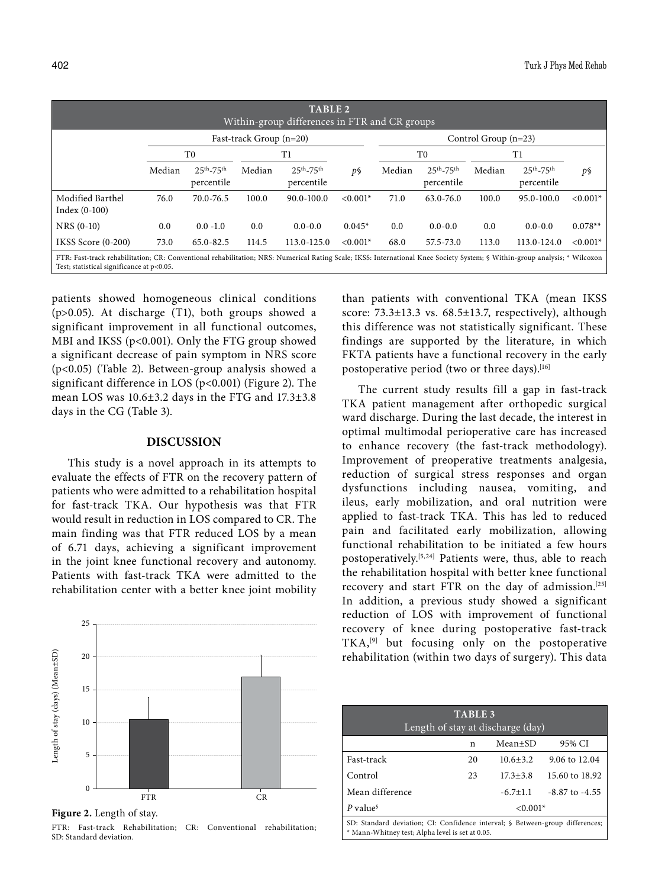| TABLE 2<br>Within-group differences in FTR and CR groups | | | | | | | | | | |
|---|---|---|---|---|---|---|---|---|---|---|
| | Fast-track Group (n=20) | | | | | Control Group (n=23) | | | | |
| | T0 | | T1 | | | T0 | | T1 | | |
| | Median | 25th-75th percentile | Median | 25th-75th percentile | *p*§ | Median | 25th-75th percentile | Median | 25th-75th percentile | *p*§ |
| Modified Barthel Index (0-100) | 76.0 | 70.0-76.5 | 100.0 | 90.0-100.0 | <0.001* | 71.0 | 63.0-76.0 | 100.0 | 95.0-100.0 | <0.001* |
| NRS (0-10) | 0.0 | 0.0 -1.0 | 0.0 | 0.0-0.0 | 0.045* | 0.0 | 0.0-0.0 | 0.0 | 0.0-0.0 | 0.078** |
| IKSS Score (0-200) | 73.0 | 65.0-82.5 | 114.5 | 113.0-125.0 | <0.001* | 68.0 | 57.5-73.0 | 113.0 | 113.0-124.0 | <0.001* |

FTR: Fast-track rehabilitation; CR: Conventional rehabilitation; NRS: Numerical Rating Scale; IKSS: International Knee Society System; § Within-group analysis; * Wilcoxon Test; statistical significance at p<0.05.

patients showed homogeneous clinical conditions ($p>0.05$). At discharge (T1), both groups showed a significant improvement in all functional outcomes, MBI and IKSS ($p<0.001$). Only the FTG group showed a significant decrease of pain symptom in NRS score ($p<0.05$) (Table 2). Between-group analysis showed a significant difference in LOS ($p<0.001$) (Figure 2). The mean LOS was 10.6±3.2 days in the FTG and 17.3±3.8 days in the CG (Table 3).

## DISCUSSION

This study is a novel approach in its attempts to evaluate the effects of FTR on the recovery pattern of patients who were admitted to a rehabilitation hospital for fast-track TKA. Our hypothesis was that FTR would result in reduction in LOS compared to CR. The main finding was that FTR reduced LOS by a mean of 6.71 days, achieving a significant improvement in the joint knee functional recovery and autonomy. Patients with fast-track TKA were admitted to the rehabilitation center with a better knee joint mobility than patients with conventional TKA (mean IKSS score: 73.3±13.3 vs. 68.5±13.7, respectively), although this difference was not statistically significant. These findings are supported by the literature, in which FKTA patients have a functional recovery in the early postoperative period (two or three days).[16]

The current study results fill a gap in fast-track TKA patient management after orthopedic surgical ward discharge. During the last decade, the interest in optimal multimodal perioperative care has increased to enhance recovery (the fast-track methodology). Improvement of preoperative treatments analgesia, reduction of surgical stress responses and organ dysfunctions including nausea, vomiting, and ileus, early mobilization, and oral nutrition were applied to fast-track TKA. This has led to reduced pain and facilitated early mobilization, allowing functional rehabilitation to be initiated a few hours postoperatively.[5,24] Patients were, thus, able to reach the rehabilitation hospital with better knee functional recovery and start FTR on the day of admission.[25] In addition, a previous study showed a significant reduction of LOS with improvement of functional recovery of knee during postoperative fast-track TKA,[9] but focusing only on the postoperative rehabilitation (within two days of surgery). This data

**Figure 2.** Length of stay.

FTR: Fast-track Rehabilitation; CR: Conventional rehabilitation; SD: Standard deviation.

| TABLE 3<br>Length of stay at discharge (day) | | | |
|---|---|---|---|
| | n | Mean±SD | 95% CI |
| Fast-track | 20 | 10.6±3.2 | 9.06 to 12.04 |
| Control | 23 | 17.3±3.8 | 15.60 to 18.92 |
| Mean difference | | -6.7±1.1 | -8.87 to -4.55 |
| *P* value§ | | <0.001* | |

SD: Standard deviation; CI: Confidence interval; § Between-group differences; * Mann-Whitney test; Alpha level is set at 0.05.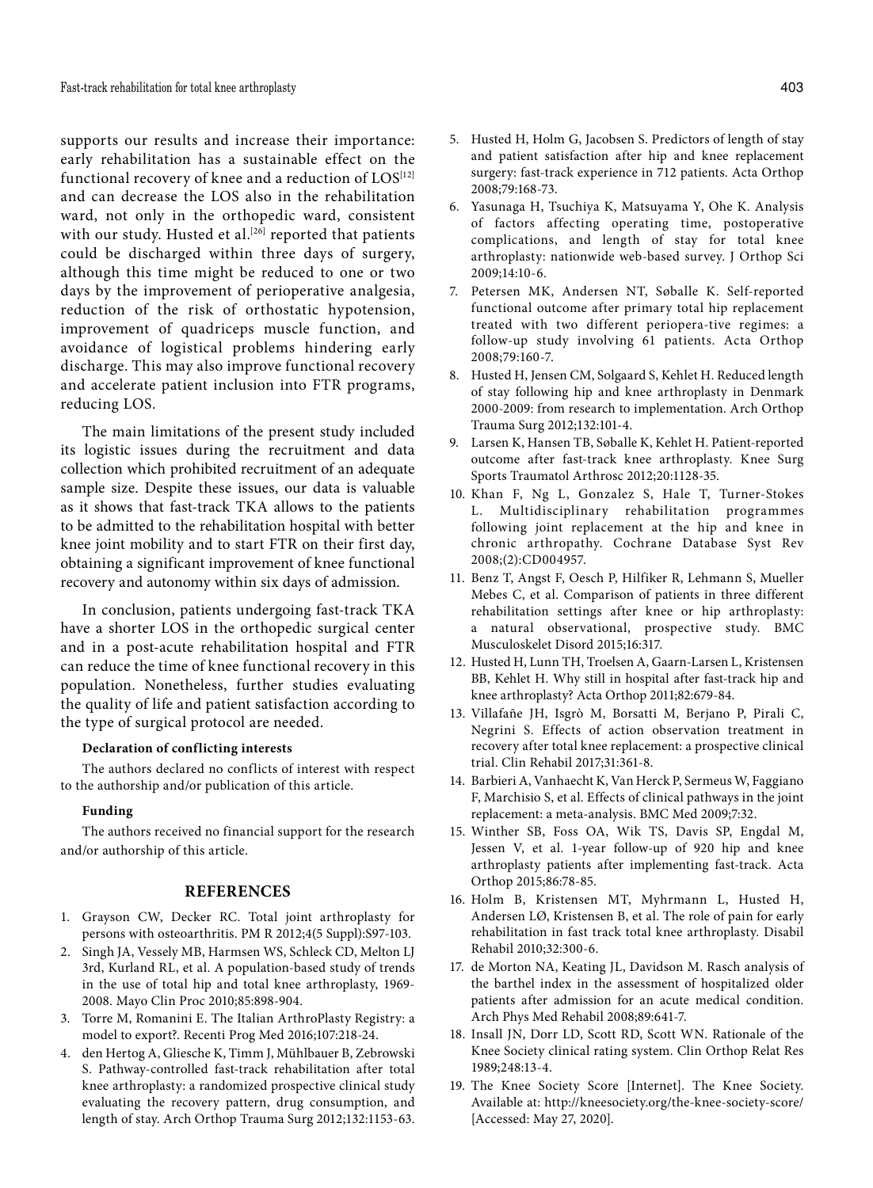supports our results and increase their importance: early rehabilitation has a sustainable effect on the functional recovery of knee and a reduction of LOS[12] and can decrease the LOS also in the rehabilitation ward, not only in the orthopedic ward, consistent with our study. Husted et al.[26] reported that patients could be discharged within three days of surgery, although this time might be reduced to one or two days by the improvement of perioperative analgesia, reduction of the risk of orthostatic hypotension, improvement of quadriceps muscle function, and avoidance of logistical problems hindering early discharge. This may also improve functional recovery and accelerate patient inclusion into FTR programs, reducing LOS.

The main limitations of the present study included its logistic issues during the recruitment and data collection which prohibited recruitment of an adequate sample size. Despite these issues, our data is valuable as it shows that fast-track TKA allows to the patients to be admitted to the rehabilitation hospital with better knee joint mobility and to start FTR on their first day, obtaining a significant improvement of knee functional recovery and autonomy within six days of admission.

In conclusion, patients undergoing fast-track TKA have a shorter LOS in the orthopedic surgical center and in a post-acute rehabilitation hospital and FTR can reduce the time of knee functional recovery in this population. Nonetheless, further studies evaluating the quality of life and patient satisfaction according to the type of surgical protocol are needed.

**Declaration of conflicting interests**

The authors declared no conflicts of interest with respect to the authorship and/or publication of this article.

**Funding**

The authors received no financial support for the research and/or authorship of this article.

## REFERENCES

1. Grayson CW, Decker RC. Total joint arthroplasty for persons with osteoarthritis. PM R 2012;4(5 Suppl):S97-103.
2. Singh JA, Vessely MB, Harmsen WS, Schleck CD, Melton LJ 3rd, Kurland RL, et al. A population-based study of trends in the use of total hip and total knee arthroplasty, 1969-2008. Mayo Clin Proc 2010;85:898-904.
3. Torre M, Romanini E. The Italian ArthroPlasty Registry: a model to export?. Recenti Prog Med 2016;107:218-24.
4. den Hertog A, Gliesche K, Timm J, Mühlbauer B, Zebrowski S. Pathway-controlled fast-track rehabilitation after total knee arthroplasty: a randomized prospective clinical study evaluating the recovery pattern, drug consumption, and length of stay. Arch Orthop Trauma Surg 2012;132:1153-63.
5. Husted H, Holm G, Jacobsen S. Predictors of length of stay and patient satisfaction after hip and knee replacement surgery: fast-track experience in 712 patients. Acta Orthop 2008;79:168-73.
6. Yasunaga H, Tsuchiya K, Matsuyama Y, Ohe K. Analysis of factors affecting operating time, postoperative complications, and length of stay for total knee arthroplasty: nationwide web-based survey. J Orthop Sci 2009;14:10-6.
7. Petersen MK, Andersen NT, Søballe K. Self-reported functional outcome after primary total hip replacement treated with two different periopera-tive regimes: a follow-up study involving 61 patients. Acta Orthop 2008;79:160-7.
8. Husted H, Jensen CM, Solgaard S, Kehlet H. Reduced length of stay following hip and knee arthroplasty in Denmark 2000-2009: from research to implementation. Arch Orthop Trauma Surg 2012;132:101-4.
9. Larsen K, Hansen TB, Søballe K, Kehlet H. Patient-reported outcome after fast-track knee arthroplasty. Knee Surg Sports Traumatol Arthrosc 2012;20:1128-35.
10. Khan F, Ng L, Gonzalez S, Hale T, Turner-Stokes L. Multidisciplinary rehabilitation programmes following joint replacement at the hip and knee in chronic arthropathy. Cochrane Database Syst Rev 2008;(2):CD004957.
11. Benz T, Angst F, Oesch P, Hilfiker R, Lehmann S, Mueller Mebes C, et al. Comparison of patients in three different rehabilitation settings after knee or hip arthroplasty: a natural observational, prospective study. BMC Musculoskelet Disord 2015;16:317.
12. Husted H, Lunn TH, Troelsen A, Gaarn-Larsen L, Kristensen BB, Kehlet H. Why still in hospital after fast-track hip and knee arthroplasty? Acta Orthop 2011;82:679-84.
13. Villafañe JH, Isgrò M, Borsatti M, Berjano P, Pirali C, Negrini S. Effects of action observation treatment in recovery after total knee replacement: a prospective clinical trial. Clin Rehabil 2017;31:361-8.
14. Barbieri A, Vanhaecht K, Van Herck P, Sermeus W, Faggiano F, Marchisio S, et al. Effects of clinical pathways in the joint replacement: a meta-analysis. BMC Med 2009;7:32.
15. Winther SB, Foss OA, Wik TS, Davis SP, Engdal M, Jessen V, et al. 1-year follow-up of 920 hip and knee arthroplasty patients after implementing fast-track. Acta Orthop 2015;86:78-85.
16. Holm B, Kristensen MT, Myhrmann L, Husted H, Andersen LØ, Kristensen B, et al. The role of pain for early rehabilitation in fast track total knee arthroplasty. Disabil Rehabil 2010;32:300-6.
17. de Morton NA, Keating JL, Davidson M. Rasch analysis of the barthel index in the assessment of hospitalized older patients after admission for an acute medical condition. Arch Phys Med Rehabil 2008;89:641-7.
18. Insall JN, Dorr LD, Scott RD, Scott WN. Rationale of the Knee Society clinical rating system. Clin Orthop Relat Res 1989;248:13-4.
19. The Knee Society Score [Internet]. The Knee Society. Available at: http://kneesociety.org/the-knee-society-score/ [Accessed: May 27, 2020].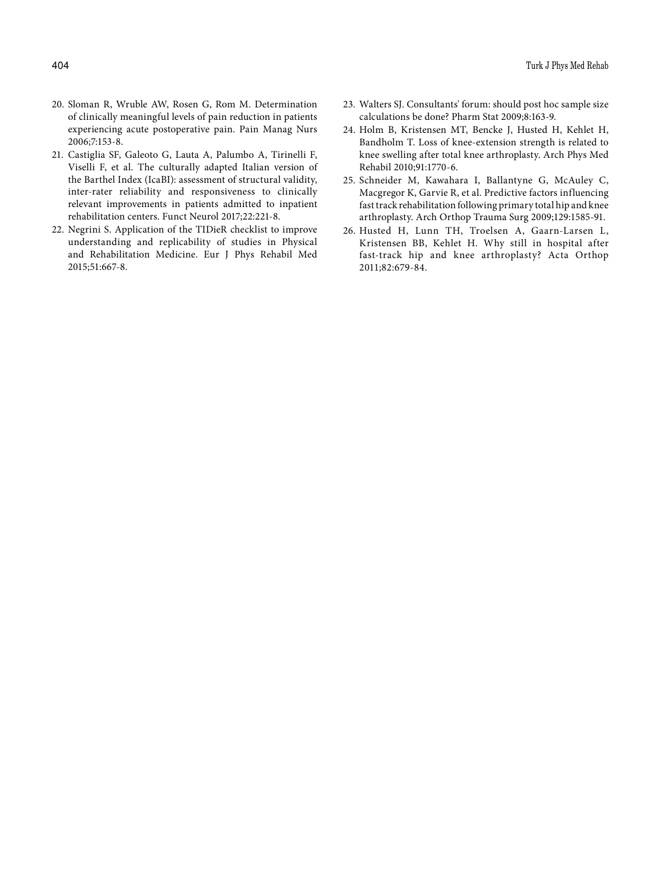20. Sloman R, Wruble AW, Rosen G, Rom M. Determination of clinically meaningful levels of pain reduction in patients experiencing acute postoperative pain. Pain Manag Nurs 2006;7:153-8.
21. Castiglia SF, Galeoto G, Lauta A, Palumbo A, Tirinelli F, Viselli F, et al. The culturally adapted Italian version of the Barthel Index (IcaBI): assessment of structural validity, inter-rater reliability and responsiveness to clinically relevant improvements in patients admitted to inpatient rehabilitation centers. Funct Neurol 2017;22:221-8.
22. Negrini S. Application of the TIDieR checklist to improve understanding and replicability of studies in Physical and Rehabilitation Medicine. Eur J Phys Rehabil Med 2015;51:667-8.
23. Walters SJ. Consultants' forum: should post hoc sample size calculations be done? Pharm Stat 2009;8:163-9.
24. Holm B, Kristensen MT, Bencke J, Husted H, Kehlet H, Bandholm T. Loss of knee-extension strength is related to knee swelling after total knee arthroplasty. Arch Phys Med Rehabil 2010;91:1770-6.
25. Schneider M, Kawahara I, Ballantyne G, McAuley C, Macgregor K, Garvie R, et al. Predictive factors influencing fast track rehabilitation following primary total hip and knee arthroplasty. Arch Orthop Trauma Surg 2009;129:1585-91.
26. Husted H, Lunn TH, Troelsen A, Gaarn-Larsen L, Kristensen BB, Kehlet H. Why still in hospital after fast-track hip and knee arthroplasty? Acta Orthop 2011;82:679-84.